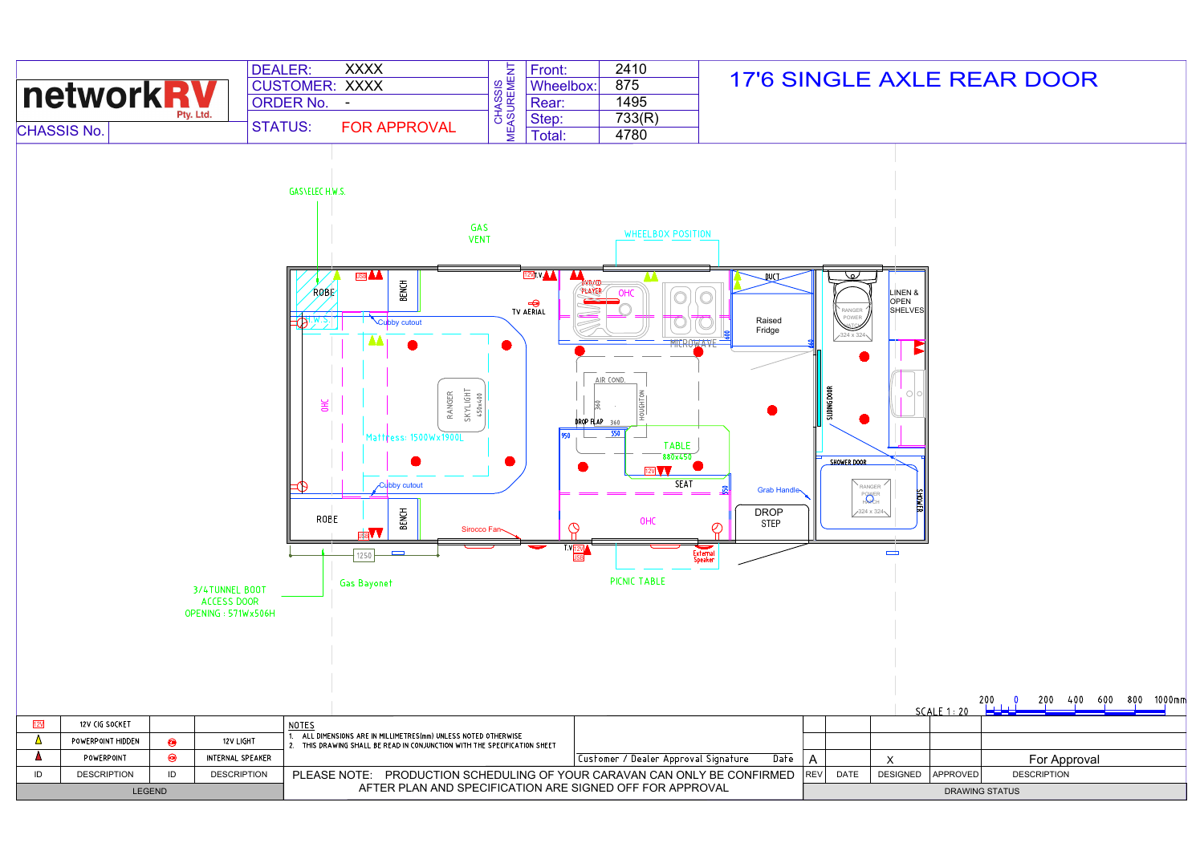# networkRV Pty. Ltd.

| DEALER: | XXXX |
|---|---|
| CUSTOMER: | XXXX |
| ORDER No. | - |
| STATUS: | FOR APPROVAL |

CHASSIS No.

**CHASSIS MEASUREMENT**

| Front: | 2410 |
|---|---|
| Wheelbox: | 875 |
| Rear: | 1495 |
| Step: | 733(R) |
| Total: | 4780 |

## 17'6 SINGLE AXLE REAR DOOR

GAS\ELEC H.W.S.

GAS VENT

WHEELBOX POSITION

ROBE

BENCH

H.W.S.

Cubby cutout

TV AERIAL

T.V.

DVD/CD PLAYER

OHC

MICROWAVE

600

DUCT

Raised Fridge

600

LINEN & OPEN SHELVES

RANGER POWER HATCH 324 x 324

OHC

RANGER SKYLIGHT 450x400

Mattress: 1500Wx1900L

AIR COND.

360

HOUGHTON

DROP FLAP 360

950

550

TABLE 880x450

SEAT

950

SLIDING DOOR

SHOWER DOOR

RANGER POWER HATCH 324 x 324

SHOWER

Grab Handle

DROP STEP

Cubby cutout

ROBE

BENCH

Sirocco Fan

OHC

1250

T.V.

External Speaker

3/4 TUNNEL BOOT ACCESS DOOR OPENING : 571Wx506H

Gas Bayonet

PICNIC TABLE

SCALE 1 : 20

200 0 200 400 600 800 1000mm

| ID | DESCRIPTION | ID | DESCRIPTION |
|---|---|---|---|
| 12V | 12V CIG SOCKET | | |
| | POWERPOINT HIDDEN | | 12V LIGHT |
| | POWERPOINT | | INTERNAL SPEAKER |

LEGEND

NOTES
1. ALL DIMENSIONS ARE IN MILLIMETRES(mm) UNLESS NOTED OTHERWISE
2. THIS DRAWING SHALL BE READ IN CONJUNCTION WITH THE SPECIFICATION SHEET

Customer / Dealer Approval Signature Date

PLEASE NOTE: PRODUCTION SCHEDULING OF YOUR CARAVAN CAN ONLY BE CONFIRMED AFTER PLAN AND SPECIFICATION ARE SIGNED OFF FOR APPROVAL

| REV | DATE | DESIGNED | APPROVED | DESCRIPTION |
|---|---|---|---|---|
| A | | X | | For Approval |

DRAWING STATUS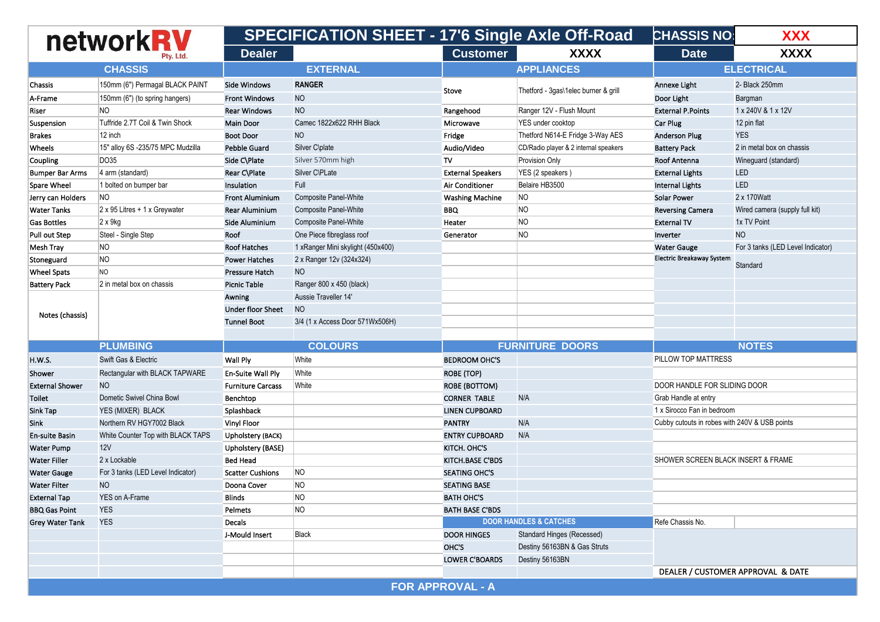# SPECIFICATION SHEET - 17'6 Single Axle Off-Road

networkRV Pty. Ltd.

| | | | | | |
|---|---|---|---|---|---|
| CHASSIS NO: | XXX | Dealer | | Customer | XXXX |
| Date | XXXX | | | | |

| CHASSIS | | EXTERNAL | | APPLIANCES | | ELECTRICAL | |
|---|---|---|---|---|---|---|---|
| Chassis | 150mm (6") Permagal BLACK PAINT | Side Windows | RANGER | Stove | Thetford - 3gas\1elec burner & grill | Annexe Light | 2- Black 250mm |
| A-Frame | 150mm (6") (to spring hangers) | Front Windows | NO | | | Door Light | Bargman |
| Riser | NO | Rear Windows | NO | Rangehood | Ranger 12V - Flush Mount | External P.Points | 1 x 240V & 1 x 12V |
| Suspension | Tuffride 2.7T Coil & Twin Shock | Main Door | Camec 1822x622 RHH Black | Microwave | YES under cooktop | Car Plug | 12 pin flat |
| Brakes | 12 inch | Boot Door | NO | Fridge | Thetford N614-E Fridge 3-Way AES | Anderson Plug | YES |
| Wheels | 15" alloy 6S -235/75 MPC Mudzilla | Pebble Guard | Silver C\plate | Audio/Video | CD/Radio player & 2 internal speakers | Battery Pack | 2 in metal box on chassis |
| Coupling | DO35 | Side C\Plate | Silver 570mm high | TV | Provision Only | Roof Antenna | Wineguard (standard) |
| Bumper Bar Arms | 4 arm (standard) | Rear C\Plate | Silver C\PLate | External Speakers | YES (2 speakers ) | External Lights | LED |
| Spare Wheel | 1 bolted on bumper bar | Insulation | Full | Air Conditioner | Belaire HB3500 | Internal Lights | LED |
| Jerry can Holders | NO | Front Aluminium | Composite Panel-White | Washing Machine | NO | Solar Power | 2 x 170Watt |
| Water Tanks | 2 x 95 Litres + 1 x Greywater | Rear Aluminium | Composite Panel-White | BBQ | NO | Reversing Camera | Wired camera (supply full kit) |
| Gas Bottles | 2 x 9kg | Side Aluminium | Composite Panel-White | Heater | NO | External TV | 1x TV Point |
| Pull out Step | Steel - Single Step | Roof | One Piece fibreglass roof | Generator | NO | Inverter | NO |
| Mesh Tray | NO | Roof Hatches | 1 xRanger Mini skylight (450x400) | | | Water Gauge | For 3 tanks (LED Level Indicator) |
| Stoneguard | NO | Power Hatches | 2 x Ranger 12v (324x324) | | | Electric Breakaway System | Standard |
| Wheel Spats | NO | Pressure Hatch | NO | | | | |
| Battery Pack | 2 in metal box on chassis | Picnic Table | Ranger 800 x 450 (black) | | | | |
| Notes (chassis) | | Awning | Aussie Traveller 14' | | | | |
| | | Under floor Sheet | NO | | | | |
| | | Tunnel Boot | 3/4 (1 x Access Door 571Wx506H) | | | | |

| PLUMBING | | COLOURS | | FURNITURE DOORS | | NOTES | |
|---|---|---|---|---|---|---|---|
| H.W.S. | Swift Gas & Electric | Wall Ply | White | BEDROOM OHC'S | | PILLOW TOP MATTRESS | |
| Shower | Rectangular with BLACK TAPWARE | En-Suite Wall Ply | White | ROBE (TOP) | | | |
| External Shower | NO | Furniture Carcass | White | ROBE (BOTTOM) | | DOOR HANDLE FOR SLIDING DOOR | |
| Toilet | Dometic Swivel China Bowl | Benchtop | | CORNER TABLE | N/A | Grab Handle at entry | |
| Sink Tap | YES (MIXER) BLACK | Splashback | | LINEN CUPBOARD | | 1 x Sirocco Fan in bedroom | |
| Sink | Northern RV HGY7002 Black | Vinyl Floor | | PANTRY | N/A | Cubby cutouts in robes with 240V & USB points | |
| En-suite Basin | White Counter Top with BLACK TAPS | Upholstery (BACK) | | ENTRY CUPBOARD | N/A | | |
| Water Pump | 12V | Upholstery (BASE) | | KITCH. OHC'S | | | |
| Water Filler | 2 x Lockable | Bed Head | | KITCH.BASE C'BDS | | SHOWER SCREEN BLACK INSERT & FRAME | |
| Water Gauge | For 3 tanks (LED Level Indicator) | Scatter Cushions | NO | SEATING OHC'S | | | |
| Water Filter | NO | Doona Cover | NO | SEATING BASE | | | |
| External Tap | YES on A-Frame | Blinds | NO | BATH OHC'S | | | |
| BBQ Gas Point | YES | Pelmets | NO | BATH BASE C'BDS | | | |
| Grey Water Tank | YES | Decals | | DOOR HANDLES & CATCHES | | Refe Chassis No. | |
| | | J-Mould Insert | Black | DOOR HINGES | Standard Hinges (Recessed) | | |
| | | | | OHC'S | Destiny 56163BN & Gas Struts | | |
| | | | | LOWER C'BOARDS | Destiny 56163BN | | |
| | | | | | | DEALER / CUSTOMER APPROVAL & DATE | |

FOR APPROVAL - A